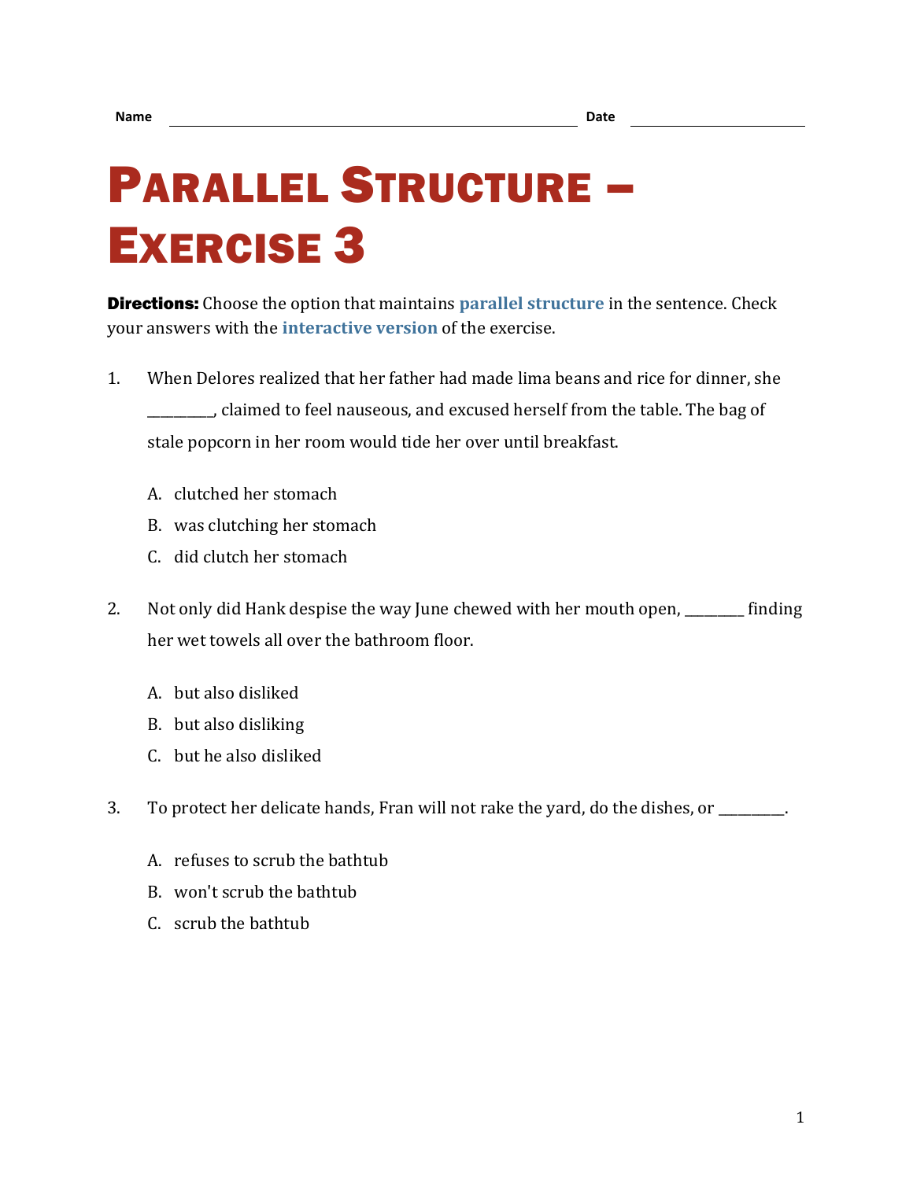Name ______________________________ Date ______________

# Parallel Structure – Exercise 3

**Directions:** Choose the option that maintains parallel structure in the sentence. Check your answers with the interactive version of the exercise.

1. When Delores realized that her father had made lima beans and rice for dinner, she ________, claimed to feel nauseous, and excused herself from the table. The bag of stale popcorn in her room would tide her over until breakfast.

   A. clutched her stomach
   B. was clutching her stomach
   C. did clutch her stomach

2. Not only did Hank despise the way June chewed with her mouth open, ________ finding her wet towels all over the bathroom floor.

   A. but also disliked
   B. but also disliking
   C. but he also disliked

3. To protect her delicate hands, Fran will not rake the yard, do the dishes, or ________.

   A. refuses to scrub the bathtub
   B. won't scrub the bathtub
   C. scrub the bathtub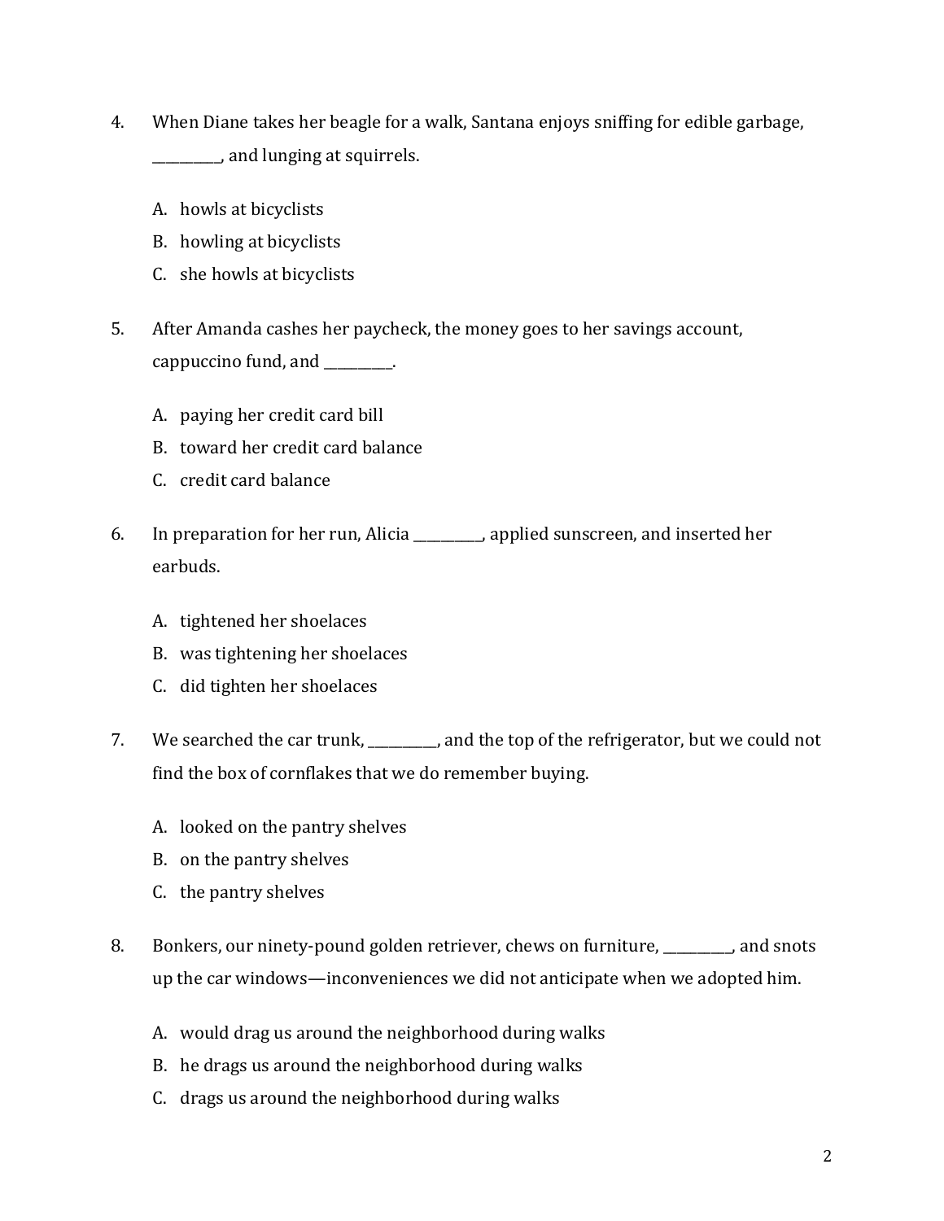4. When Diane takes her beagle for a walk, Santana enjoys sniffing for edible garbage, __________, and lunging at squirrels.

   A. howls at bicyclists
   B. howling at bicyclists
   C. she howls at bicyclists

5. After Amanda cashes her paycheck, the money goes to her savings account, cappuccino fund, and __________.

   A. paying her credit card bill
   B. toward her credit card balance
   C. credit card balance

6. In preparation for her run, Alicia __________, applied sunscreen, and inserted her earbuds.

   A. tightened her shoelaces
   B. was tightening her shoelaces
   C. did tighten her shoelaces

7. We searched the car trunk, __________, and the top of the refrigerator, but we could not find the box of cornflakes that we do remember buying.

   A. looked on the pantry shelves
   B. on the pantry shelves
   C. the pantry shelves

8. Bonkers, our ninety-pound golden retriever, chews on furniture, __________, and snots up the car windows—inconveniences we did not anticipate when we adopted him.

   A. would drag us around the neighborhood during walks
   B. he drags us around the neighborhood during walks
   C. drags us around the neighborhood during walks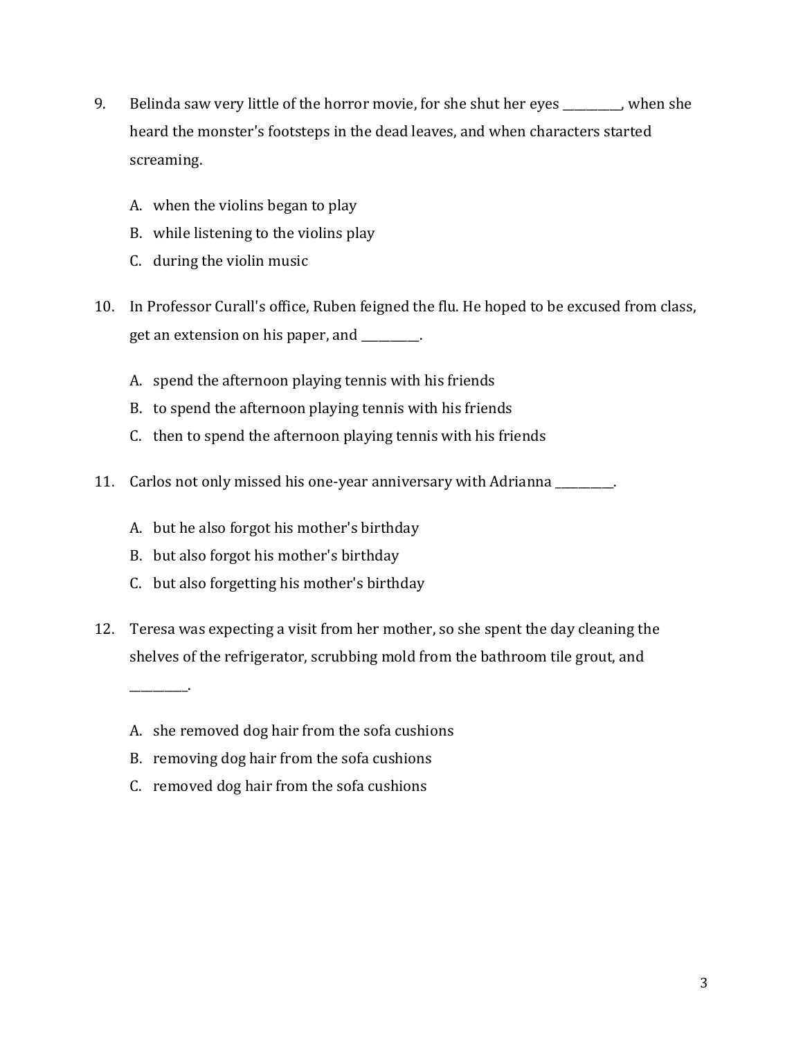9. Belinda saw very little of the horror movie, for she shut her eyes __________, when she heard the monster's footsteps in the dead leaves, and when characters started screaming.

   A. when the violins began to play
   B. while listening to the violins play
   C. during the violin music

10. In Professor Curall's office, Ruben feigned the flu. He hoped to be excused from class, get an extension on his paper, and __________.

   A. spend the afternoon playing tennis with his friends
   B. to spend the afternoon playing tennis with his friends
   C. then to spend the afternoon playing tennis with his friends

11. Carlos not only missed his one-year anniversary with Adrianna __________.

   A. but he also forgot his mother's birthday
   B. but also forgot his mother's birthday
   C. but also forgetting his mother's birthday

12. Teresa was expecting a visit from her mother, so she spent the day cleaning the shelves of the refrigerator, scrubbing mold from the bathroom tile grout, and __________.

   A. she removed dog hair from the sofa cushions
   B. removing dog hair from the sofa cushions
   C. removed dog hair from the sofa cushions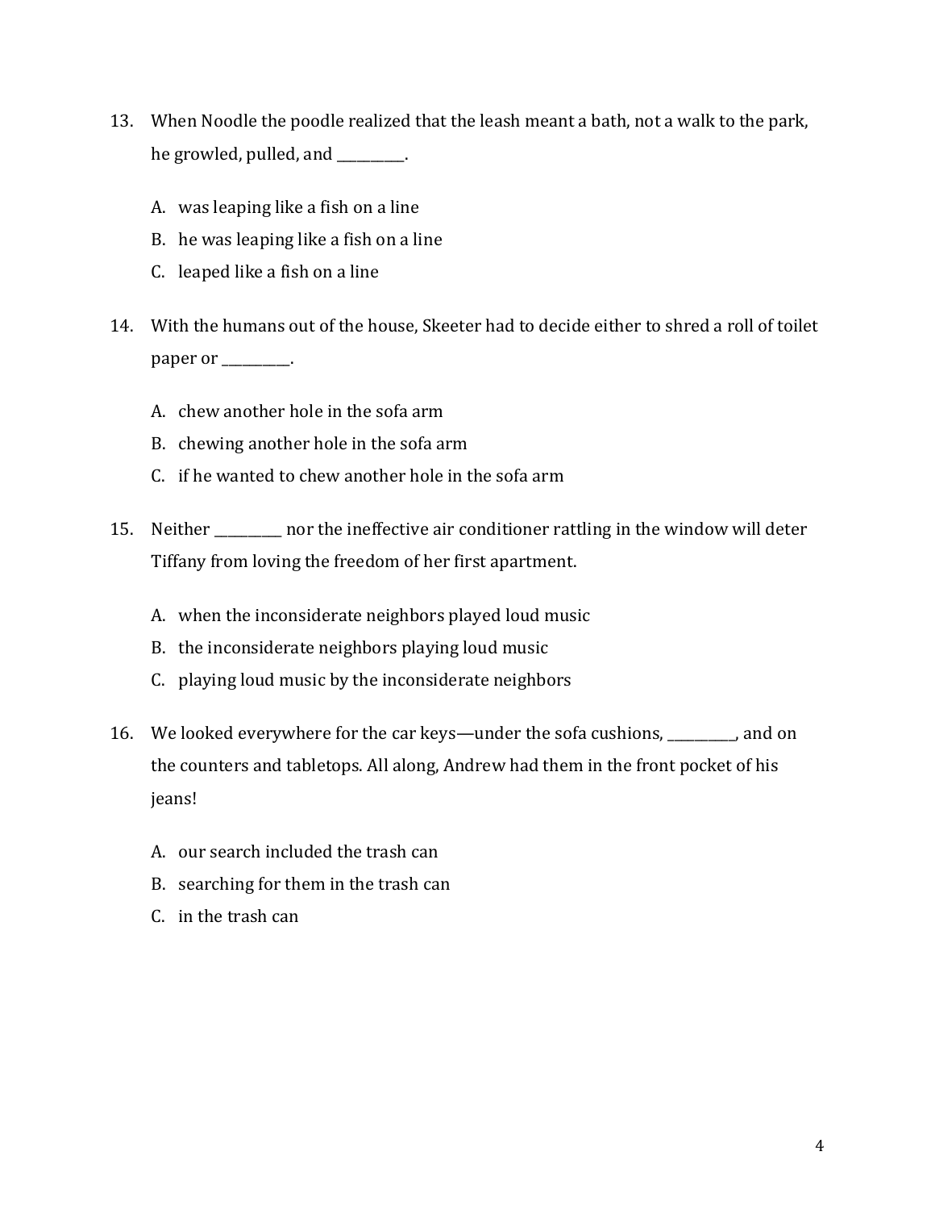13. When Noodle the poodle realized that the leash meant a bath, not a walk to the park, he growled, pulled, and __________.

    A. was leaping like a fish on a line
    B. he was leaping like a fish on a line
    C. leaped like a fish on a line

14. With the humans out of the house, Skeeter had to decide either to shred a roll of toilet paper or __________.

    A. chew another hole in the sofa arm
    B. chewing another hole in the sofa arm
    C. if he wanted to chew another hole in the sofa arm

15. Neither __________ nor the ineffective air conditioner rattling in the window will deter Tiffany from loving the freedom of her first apartment.

    A. when the inconsiderate neighbors played loud music
    B. the inconsiderate neighbors playing loud music
    C. playing loud music by the inconsiderate neighbors

16. We looked everywhere for the car keys—under the sofa cushions, __________, and on the counters and tabletops. All along, Andrew had them in the front pocket of his jeans!

    A. our search included the trash can
    B. searching for them in the trash can
    C. in the trash can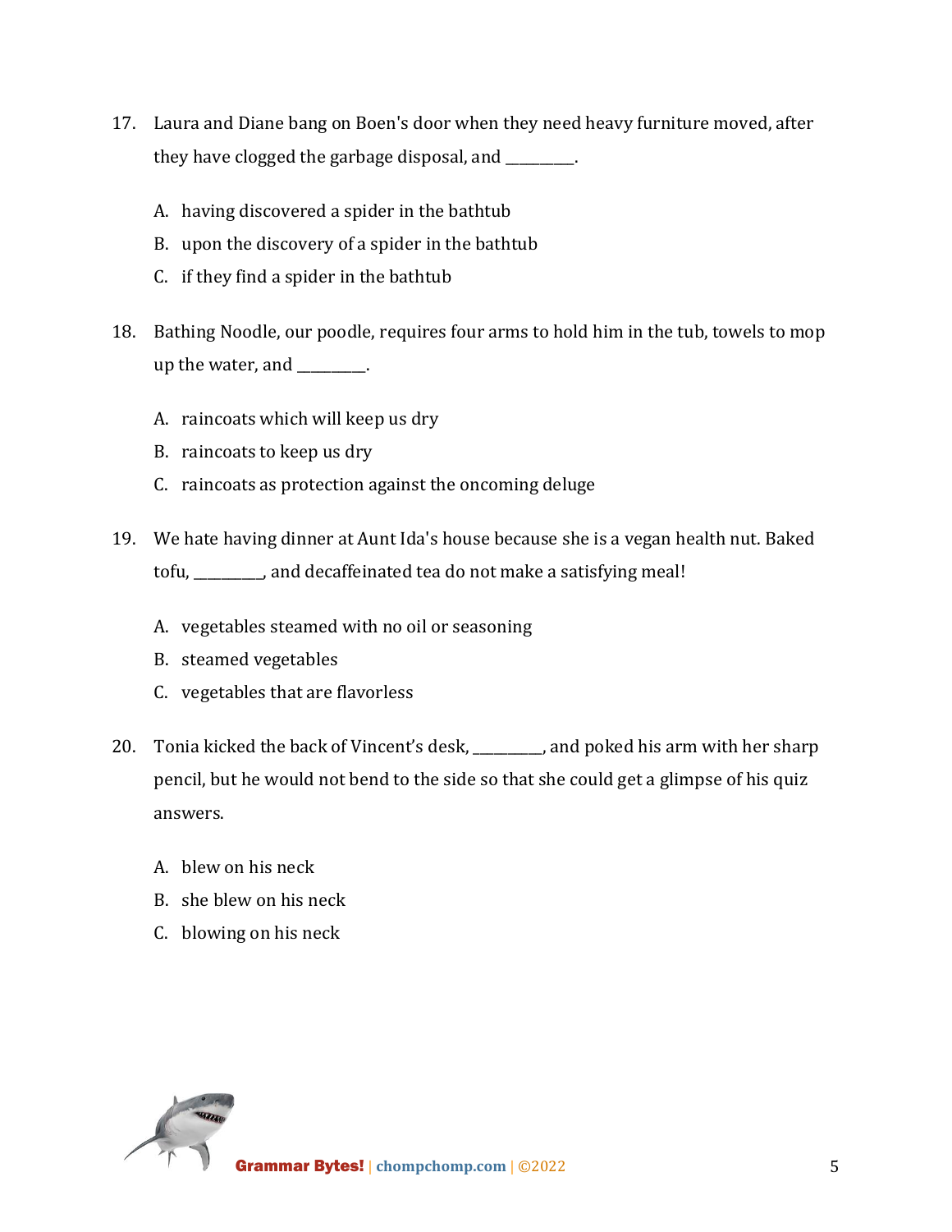17. Laura and Diane bang on Boen's door when they need heavy furniture moved, after they have clogged the garbage disposal, and _________.

    A. having discovered a spider in the bathtub
    B. upon the discovery of a spider in the bathtub
    C. if they find a spider in the bathtub

18. Bathing Noodle, our poodle, requires four arms to hold him in the tub, towels to mop up the water, and _________.

    A. raincoats which will keep us dry
    B. raincoats to keep us dry
    C. raincoats as protection against the oncoming deluge

19. We hate having dinner at Aunt Ida's house because she is a vegan health nut. Baked tofu, _________, and decaffeinated tea do not make a satisfying meal!

    A. vegetables steamed with no oil or seasoning
    B. steamed vegetables
    C. vegetables that are flavorless

20. Tonia kicked the back of Vincent's desk, _________, and poked his arm with her sharp pencil, but he would not bend to the side so that she could get a glimpse of his quiz answers.

    A. blew on his neck
    B. she blew on his neck
    C. blowing on his neck

**Grammar Bytes!** | chompchomp.com | ©2022